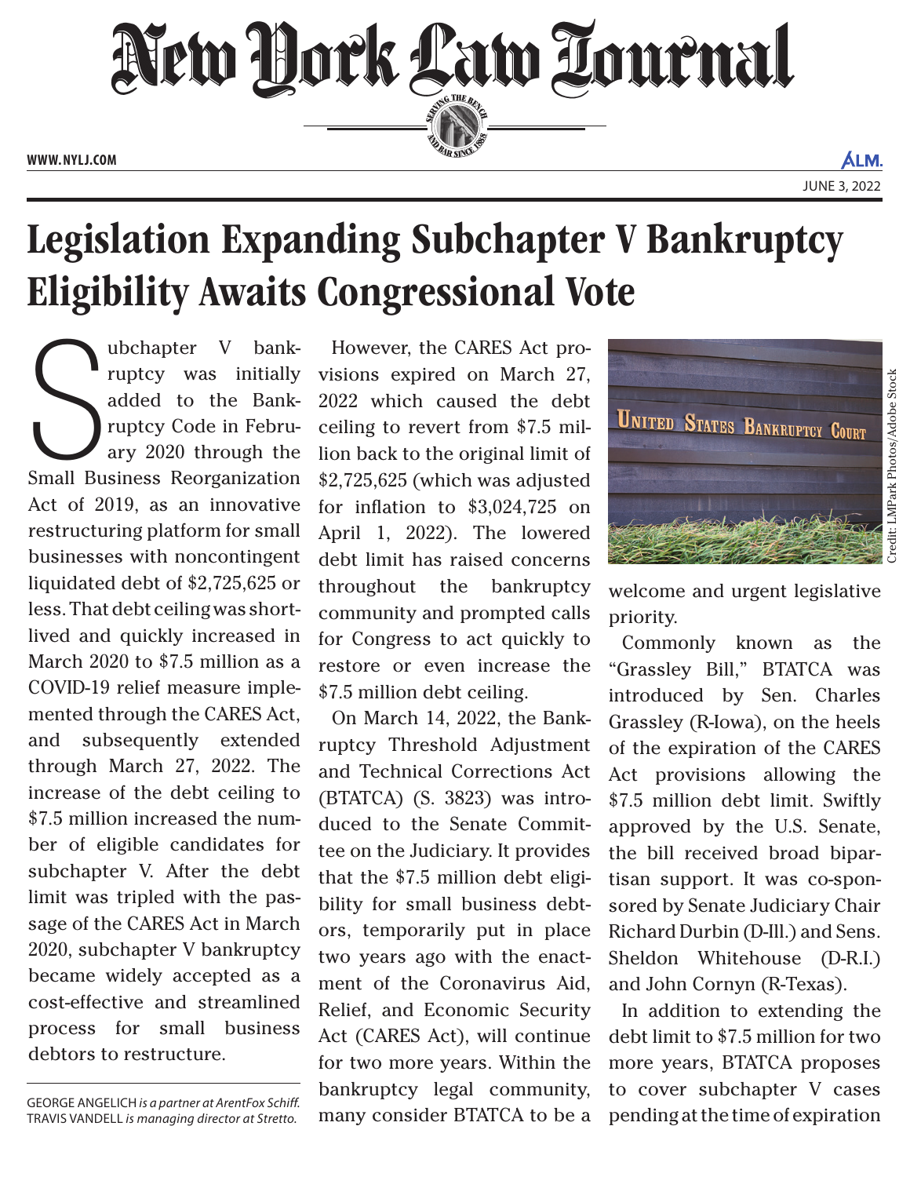# Legislation Expanding Subchapter V Bankruptcy Eligibility Awaits Congressional Vote

Subchapter V bankruptcy was initially added to the Bankruptcy Code in February 2020 through the Small Business Reorganization Act of 2019, as an innovative restructuring platform for small businesses with noncontingent liquidated debt of $2,725,625 or less. That debt ceiling was short-lived and quickly increased in March 2020 to $7.5 million as a COVID-19 relief measure implemented through the CARES Act, and subsequently extended through March 27, 2022. The increase of the debt ceiling to $7.5 million increased the number of eligible candidates for subchapter V. After the debt limit was tripled with the passage of the CARES Act in March 2020, subchapter V bankruptcy became widely accepted as a cost-effective and streamlined process for small business debtors to restructure.

GEORGE ANGELICH *is a partner at ArentFox Schiff.* TRAVIS VANDELL *is managing director at Stretto.*

However, the CARES Act provisions expired on March 27, 2022 which caused the debt ceiling to revert from $7.5 million back to the original limit of $2,725,625 (which was adjusted for inflation to $3,024,725 on April 1, 2022). The lowered debt limit has raised concerns throughout the bankruptcy community and prompted calls for Congress to act quickly to restore or even increase the $7.5 million debt ceiling.

On March 14, 2022, the Bankruptcy Threshold Adjustment and Technical Corrections Act (BTATCA) (S. 3823) was introduced to the Senate Committee on the Judiciary. It provides that the $7.5 million debt eligibility for small business debtors, temporarily put in place two years ago with the enactment of the Coronavirus Aid, Relief, and Economic Security Act (CARES Act), will continue for two more years. Within the bankruptcy legal community, many consider BTATCA to be a welcome and urgent legislative priority.

Commonly known as the "Grassley Bill," BTATCA was introduced by Sen. Charles Grassley (R-Iowa), on the heels of the expiration of the CARES Act provisions allowing the $7.5 million debt limit. Swiftly approved by the U.S. Senate, the bill received broad bipartisan support. It was co-sponsored by Senate Judiciary Chair Richard Durbin (D-Ill.) and Sens. Sheldon Whitehouse (D-R.I.) and John Cornyn (R-Texas).

In addition to extending the debt limit to $7.5 million for two more years, BTATCA proposes to cover subchapter V cases pending at the time of expiration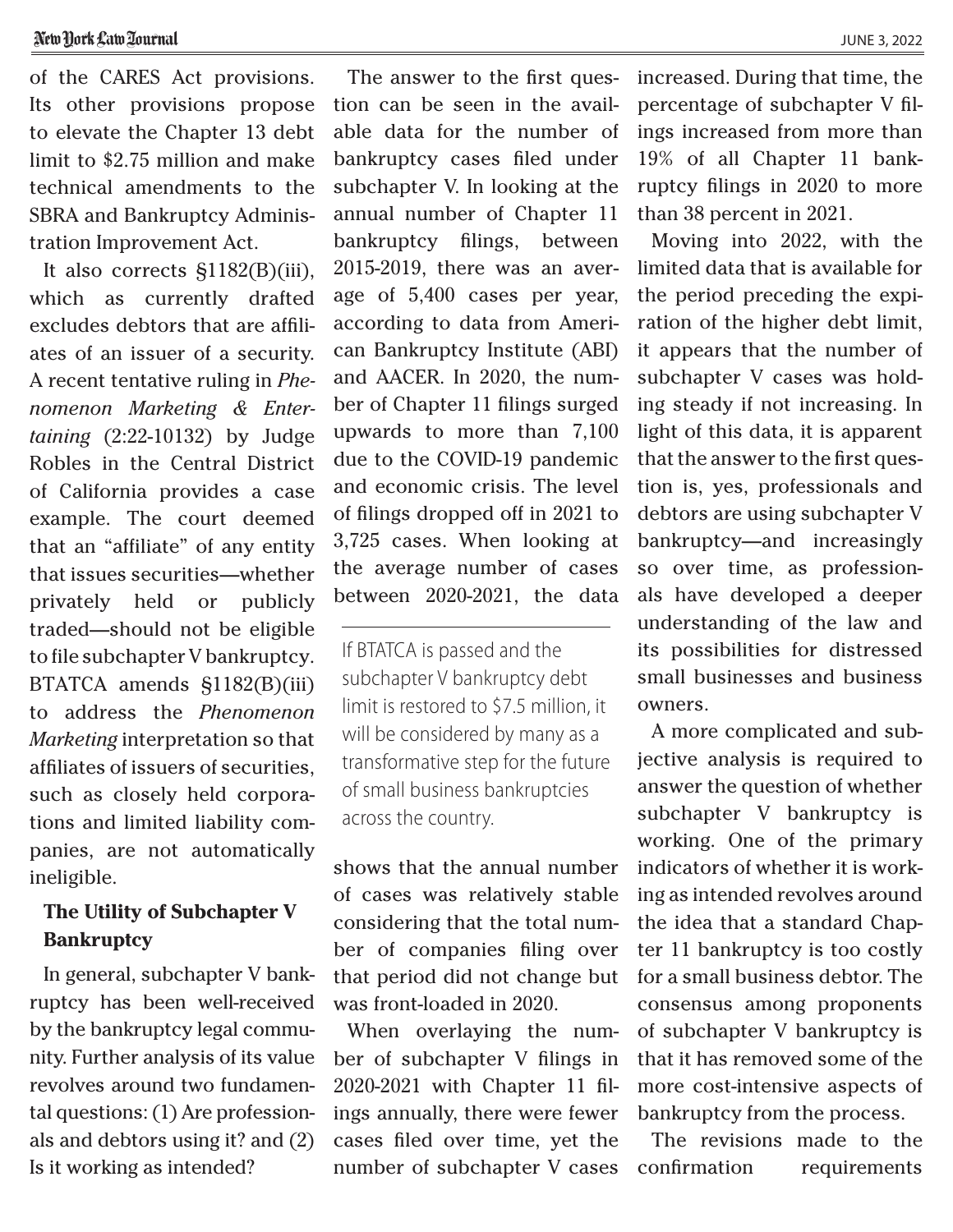of the CARES Act provisions. Its other provisions propose to elevate the Chapter 13 debt limit to $2.75 million and make technical amendments to the SBRA and Bankruptcy Administration Improvement Act.

It also corrects §1182(B)(iii), which as currently drafted excludes debtors that are affiliates of an issuer of a security. A recent tentative ruling in *Phenomenon Marketing & Entertaining* (2:22-10132) by Judge Robles in the Central District of California provides a case example. The court deemed that an "affiliate" of any entity that issues securities—whether privately held or publicly traded—should not be eligible to file subchapter V bankruptcy. BTATCA amends §1182(B)(iii) to address the *Phenomenon Marketing* interpretation so that affiliates of issuers of securities, such as closely held corporations and limited liability companies, are not automatically ineligible.

### The Utility of Subchapter V Bankruptcy

In general, subchapter V bankruptcy has been well-received by the bankruptcy legal community. Further analysis of its value revolves around two fundamental questions: (1) Are professionals and debtors using it? and (2) Is it working as intended?

The answer to the first question can be seen in the available data for the number of bankruptcy cases filed under subchapter V. In looking at the annual number of Chapter 11 bankruptcy filings, between 2015-2019, there was an average of 5,400 cases per year, according to data from American Bankruptcy Institute (ABI) and AACER. In 2020, the number of Chapter 11 filings surged upwards to more than 7,100 due to the COVID-19 pandemic and economic crisis. The level of filings dropped off in 2021 to 3,725 cases. When looking at the average number of cases between 2020-2021, the data shows that the annual number of cases was relatively stable considering that the total number of companies filing over that period did not change but was front-loaded in 2020.

> If BTATCA is passed and the subchapter V bankruptcy debt limit is restored to $7.5 million, it will be considered by many as a transformative step for the future of small business bankruptcies across the country.

When overlaying the number of subchapter V filings in 2020-2021 with Chapter 11 filings annually, there were fewer cases filed over time, yet the number of subchapter V cases increased. During that time, the percentage of subchapter V filings increased from more than 19% of all Chapter 11 bankruptcy filings in 2020 to more than 38 percent in 2021.

Moving into 2022, with the limited data that is available for the period preceding the expiration of the higher debt limit, it appears that the number of subchapter V cases was holding steady if not increasing. In light of this data, it is apparent that the answer to the first question is, yes, professionals and debtors are using subchapter V bankruptcy—and increasingly so over time, as professionals have developed a deeper understanding of the law and its possibilities for distressed small businesses and business owners.

A more complicated and subjective analysis is required to answer the question of whether subchapter V bankruptcy is working. One of the primary indicators of whether it is working as intended revolves around the idea that a standard Chapter 11 bankruptcy is too costly for a small business debtor. The consensus among proponents of subchapter V bankruptcy is that it has removed some of the more cost-intensive aspects of bankruptcy from the process.

The revisions made to the confirmation requirements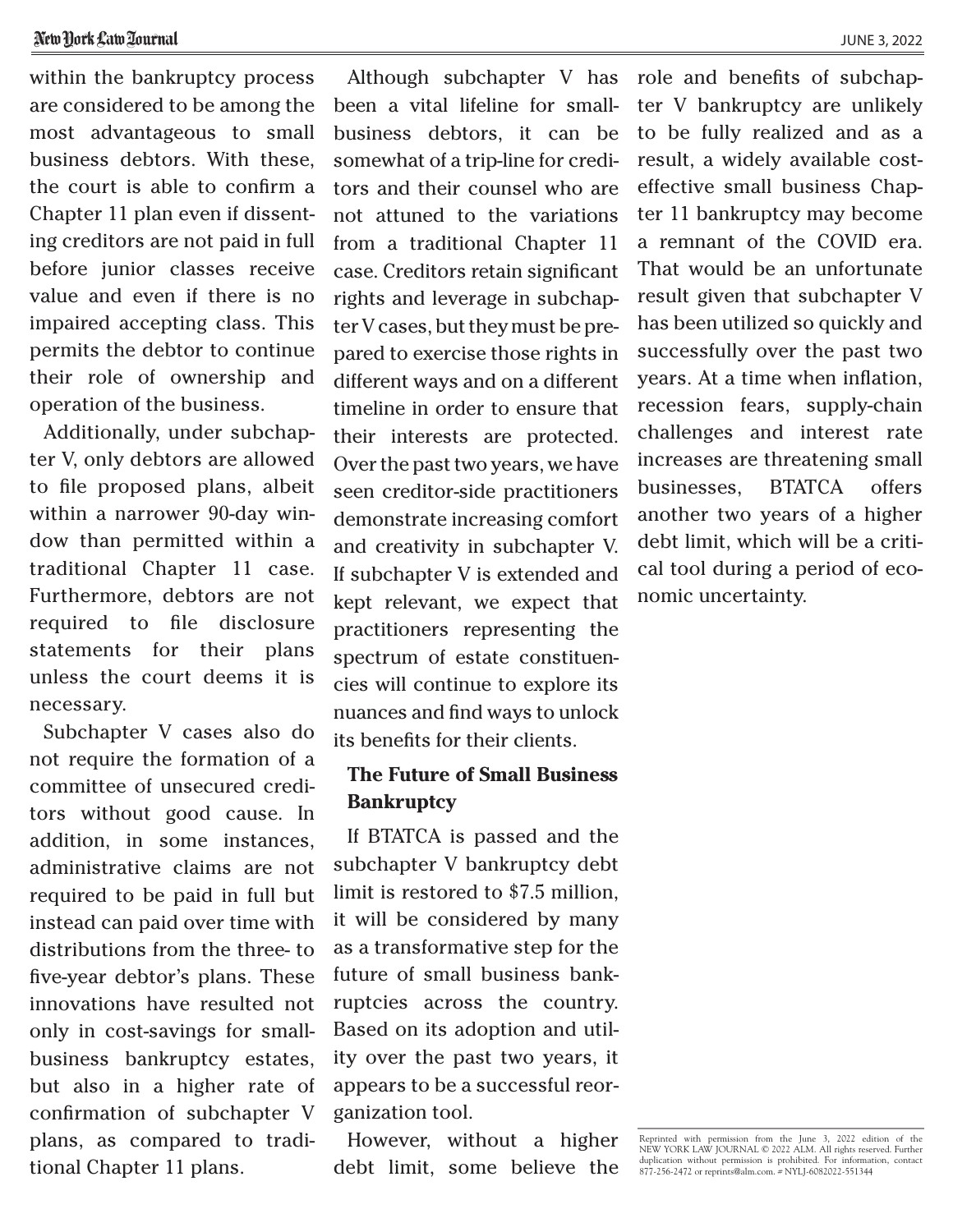within the bankruptcy process are considered to be among the most advantageous to small business debtors. With these, the court is able to confirm a Chapter 11 plan even if dissenting creditors are not paid in full before junior classes receive value and even if there is no impaired accepting class. This permits the debtor to continue their role of ownership and operation of the business.

Additionally, under subchapter V, only debtors are allowed to file proposed plans, albeit within a narrower 90-day window than permitted within a traditional Chapter 11 case. Furthermore, debtors are not required to file disclosure statements for their plans unless the court deems it is necessary.

Subchapter V cases also do not require the formation of a committee of unsecured creditors without good cause. In addition, in some instances, administrative claims are not required to be paid in full but instead can paid over time with distributions from the three- to five-year debtor's plans. These innovations have resulted not only in cost-savings for small-business bankruptcy estates, but also in a higher rate of confirmation of subchapter V plans, as compared to traditional Chapter 11 plans.

Although subchapter V has been a vital lifeline for small-business debtors, it can be somewhat of a trip-line for creditors and their counsel who are not attuned to the variations from a traditional Chapter 11 case. Creditors retain significant rights and leverage in subchapter V cases, but they must be prepared to exercise those rights in different ways and on a different timeline in order to ensure that their interests are protected. Over the past two years, we have seen creditor-side practitioners demonstrate increasing comfort and creativity in subchapter V. If subchapter V is extended and kept relevant, we expect that practitioners representing the spectrum of estate constituencies will continue to explore its nuances and find ways to unlock its benefits for their clients.

## The Future of Small Business Bankruptcy

If BTATCA is passed and the subchapter V bankruptcy debt limit is restored to $7.5 million, it will be considered by many as a transformative step for the future of small business bankruptcies across the country. Based on its adoption and utility over the past two years, it appears to be a successful reorganization tool.

However, without a higher debt limit, some believe the role and benefits of subchapter V bankruptcy are unlikely to be fully realized and as a result, a widely available cost-effective small business Chapter 11 bankruptcy may become a remnant of the COVID era. That would be an unfortunate result given that subchapter V has been utilized so quickly and successfully over the past two years. At a time when inflation, recession fears, supply-chain challenges and interest rate increases are threatening small businesses, BTATCA offers another two years of a higher debt limit, which will be a critical tool during a period of economic uncertainty.

Reprinted with permission from the June 3, 2022 edition of the NEW YORK LAW JOURNAL © 2022 ALM. All rights reserved. Further duplication without permission is prohibited. For information, contact 877-256-2472 or reprints@alm.com. # NYLJ-6082022-551344